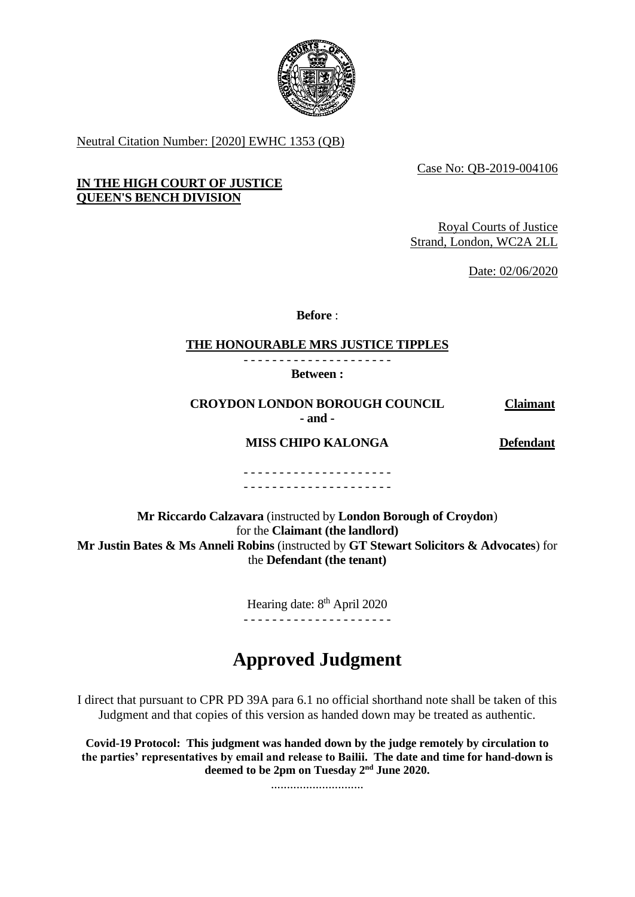Neutral Citation Number: [2020] EWHC 1353 (QB)

Case No: QB-2019-004106

**IN THE HIGH COURT OF JUSTICE**
**QUEEN'S BENCH DIVISION**

Royal Courts of Justice
Strand, London, WC2A 2LL

Date: 02/06/2020

**Before** :

**THE HONOURABLE MRS JUSTICE TIPPLES**

- - - - - - - - - - - - - - - - - - - - -

**Between :**

| | |
|---|---|
| **CROYDON LONDON BOROUGH COUNCIL** | **Claimant** |
| **- and -** | |
| **MISS CHIPO KALONGA** | **Defendant** |

- - - - - - - - - - - - - - - - - - - - -
- - - - - - - - - - - - - - - - - - - - -

**Mr Riccardo Calzavara** (instructed by **London Borough of Croydon**) for the **Claimant (the landlord)**
**Mr Justin Bates & Ms Anneli Robins** (instructed by **GT Stewart Solicitors & Advocates**) for the **Defendant (the tenant)**

Hearing date: 8th April 2020

- - - - - - - - - - - - - - - - - - - - -

# Approved Judgment

I direct that pursuant to CPR PD 39A para 6.1 no official shorthand note shall be taken of this Judgment and that copies of this version as handed down may be treated as authentic.

**Covid-19 Protocol: This judgment was handed down by the judge remotely by circulation to the parties' representatives by email and release to Bailii. The date and time for hand-down is deemed to be 2pm on Tuesday 2nd June 2020.**

.............................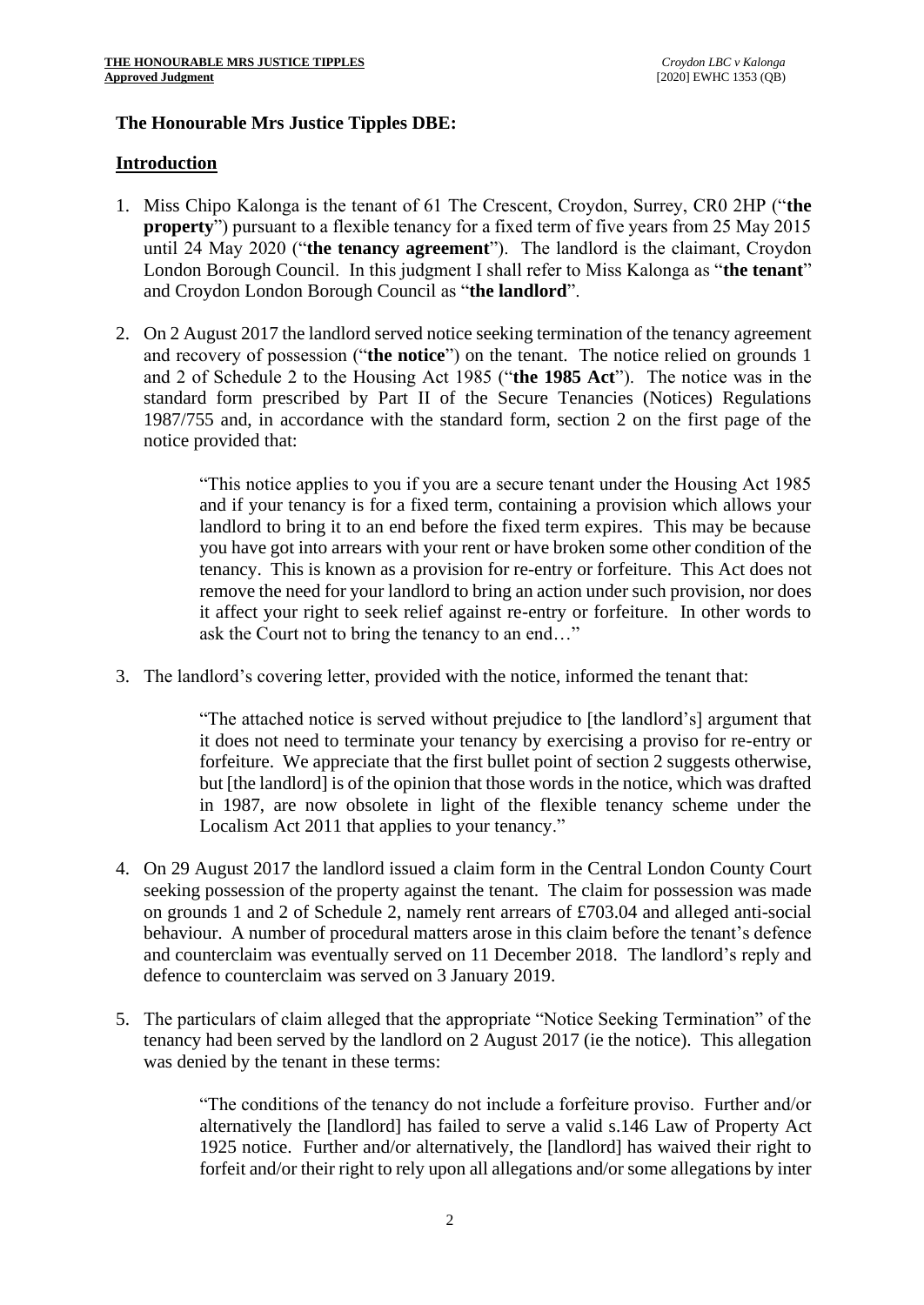**The Honourable Mrs Justice Tipples DBE:**

**Introduction**

1. Miss Chipo Kalonga is the tenant of 61 The Crescent, Croydon, Surrey, CR0 2HP ("**the property**") pursuant to a flexible tenancy for a fixed term of five years from 25 May 2015 until 24 May 2020 ("**the tenancy agreement**"). The landlord is the claimant, Croydon London Borough Council. In this judgment I shall refer to Miss Kalonga as "**the tenant**" and Croydon London Borough Council as "**the landlord**".

2. On 2 August 2017 the landlord served notice seeking termination of the tenancy agreement and recovery of possession ("**the notice**") on the tenant. The notice relied on grounds 1 and 2 of Schedule 2 to the Housing Act 1985 ("**the 1985 Act**"). The notice was in the standard form prescribed by Part II of the Secure Tenancies (Notices) Regulations 1987/755 and, in accordance with the standard form, section 2 on the first page of the notice provided that:

   > "This notice applies to you if you are a secure tenant under the Housing Act 1985 and if your tenancy is for a fixed term, containing a provision which allows your landlord to bring it to an end before the fixed term expires. This may be because you have got into arrears with your rent or have broken some other condition of the tenancy. This is known as a provision for re-entry or forfeiture. This Act does not remove the need for your landlord to bring an action under such provision, nor does it affect your right to seek relief against re-entry or forfeiture. In other words to ask the Court not to bring the tenancy to an end…"

3. The landlord's covering letter, provided with the notice, informed the tenant that:

   > "The attached notice is served without prejudice to [the landlord's] argument that it does not need to terminate your tenancy by exercising a proviso for re-entry or forfeiture. We appreciate that the first bullet point of section 2 suggests otherwise, but [the landlord] is of the opinion that those words in the notice, which was drafted in 1987, are now obsolete in light of the flexible tenancy scheme under the Localism Act 2011 that applies to your tenancy."

4. On 29 August 2017 the landlord issued a claim form in the Central London County Court seeking possession of the property against the tenant. The claim for possession was made on grounds 1 and 2 of Schedule 2, namely rent arrears of £703.04 and alleged anti-social behaviour. A number of procedural matters arose in this claim before the tenant's defence and counterclaim was eventually served on 11 December 2018. The landlord's reply and defence to counterclaim was served on 3 January 2019.

5. The particulars of claim alleged that the appropriate "Notice Seeking Termination" of the tenancy had been served by the landlord on 2 August 2017 (ie the notice). This allegation was denied by the tenant in these terms:

   > "The conditions of the tenancy do not include a forfeiture proviso. Further and/or alternatively the [landlord] has failed to serve a valid s.146 Law of Property Act 1925 notice. Further and/or alternatively, the [landlord] has waived their right to forfeit and/or their right to rely upon all allegations and/or some allegations by inter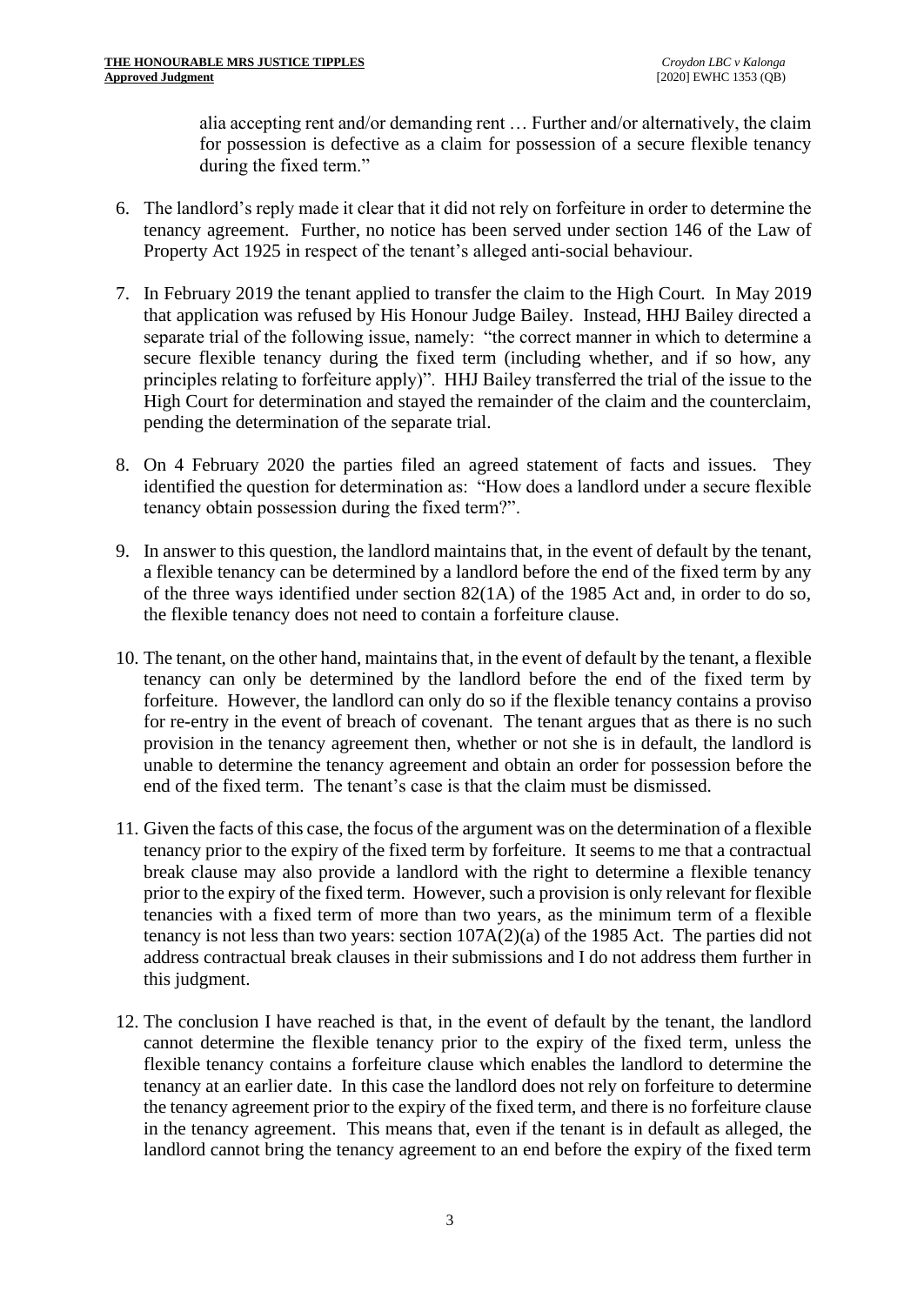alia accepting rent and/or demanding rent … Further and/or alternatively, the claim for possession is defective as a claim for possession of a secure flexible tenancy during the fixed term."

6. The landlord's reply made it clear that it did not rely on forfeiture in order to determine the tenancy agreement. Further, no notice has been served under section 146 of the Law of Property Act 1925 in respect of the tenant's alleged anti-social behaviour.

7. In February 2019 the tenant applied to transfer the claim to the High Court. In May 2019 that application was refused by His Honour Judge Bailey. Instead, HHJ Bailey directed a separate trial of the following issue, namely: "the correct manner in which to determine a secure flexible tenancy during the fixed term (including whether, and if so how, any principles relating to forfeiture apply)". HHJ Bailey transferred the trial of the issue to the High Court for determination and stayed the remainder of the claim and the counterclaim, pending the determination of the separate trial.

8. On 4 February 2020 the parties filed an agreed statement of facts and issues. They identified the question for determination as: "How does a landlord under a secure flexible tenancy obtain possession during the fixed term?".

9. In answer to this question, the landlord maintains that, in the event of default by the tenant, a flexible tenancy can be determined by a landlord before the end of the fixed term by any of the three ways identified under section 82(1A) of the 1985 Act and, in order to do so, the flexible tenancy does not need to contain a forfeiture clause.

10. The tenant, on the other hand, maintains that, in the event of default by the tenant, a flexible tenancy can only be determined by the landlord before the end of the fixed term by forfeiture. However, the landlord can only do so if the flexible tenancy contains a proviso for re-entry in the event of breach of covenant. The tenant argues that as there is no such provision in the tenancy agreement then, whether or not she is in default, the landlord is unable to determine the tenancy agreement and obtain an order for possession before the end of the fixed term. The tenant's case is that the claim must be dismissed.

11. Given the facts of this case, the focus of the argument was on the determination of a flexible tenancy prior to the expiry of the fixed term by forfeiture. It seems to me that a contractual break clause may also provide a landlord with the right to determine a flexible tenancy prior to the expiry of the fixed term. However, such a provision is only relevant for flexible tenancies with a fixed term of more than two years, as the minimum term of a flexible tenancy is not less than two years: section 107A(2)(a) of the 1985 Act. The parties did not address contractual break clauses in their submissions and I do not address them further in this judgment.

12. The conclusion I have reached is that, in the event of default by the tenant, the landlord cannot determine the flexible tenancy prior to the expiry of the fixed term, unless the flexible tenancy contains a forfeiture clause which enables the landlord to determine the tenancy at an earlier date. In this case the landlord does not rely on forfeiture to determine the tenancy agreement prior to the expiry of the fixed term, and there is no forfeiture clause in the tenancy agreement. This means that, even if the tenant is in default as alleged, the landlord cannot bring the tenancy agreement to an end before the expiry of the fixed term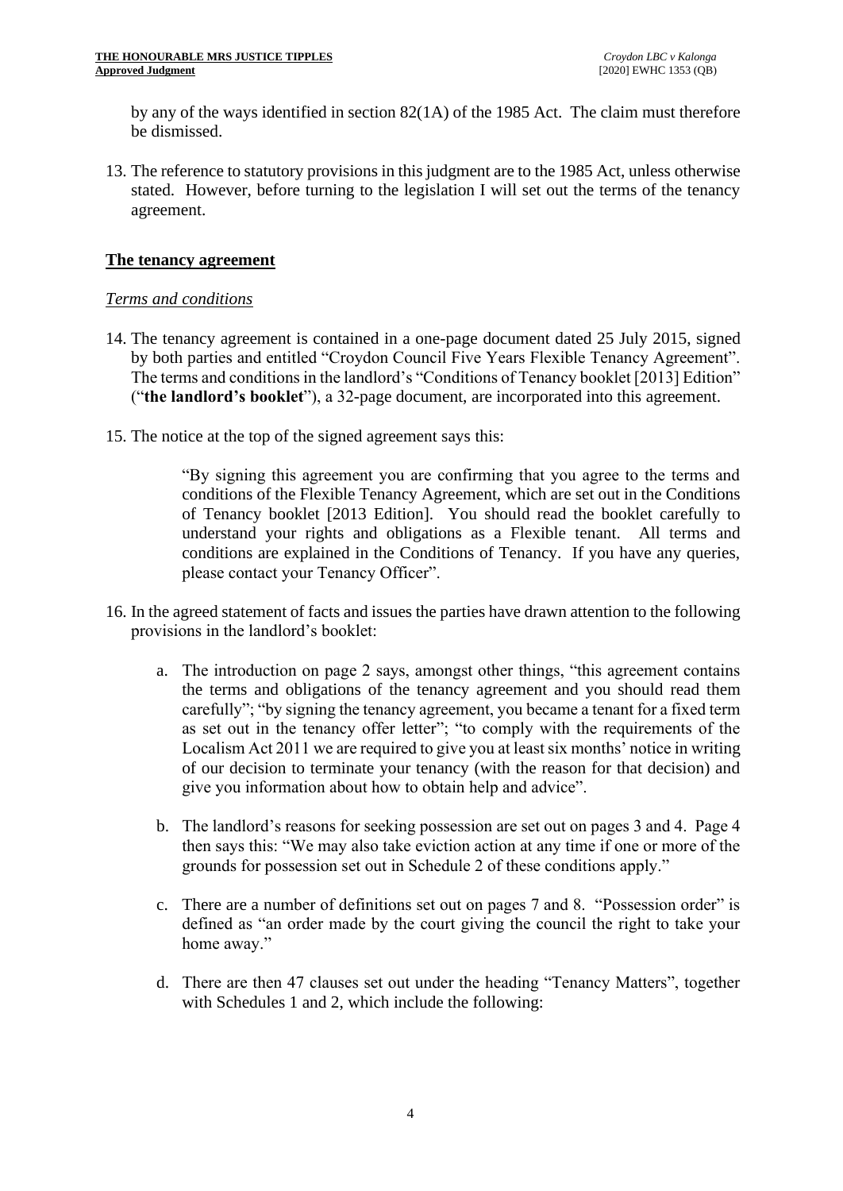by any of the ways identified in section 82(1A) of the 1985 Act. The claim must therefore be dismissed.

13. The reference to statutory provisions in this judgment are to the 1985 Act, unless otherwise stated. However, before turning to the legislation I will set out the terms of the tenancy agreement.

## The tenancy agreement

### *Terms and conditions*

14. The tenancy agreement is contained in a one-page document dated 25 July 2015, signed by both parties and entitled "Croydon Council Five Years Flexible Tenancy Agreement". The terms and conditions in the landlord's "Conditions of Tenancy booklet [2013] Edition" ("**the landlord's booklet**"), a 32-page document, are incorporated into this agreement.

15. The notice at the top of the signed agreement says this:

> "By signing this agreement you are confirming that you agree to the terms and conditions of the Flexible Tenancy Agreement, which are set out in the Conditions of Tenancy booklet [2013 Edition]. You should read the booklet carefully to understand your rights and obligations as a Flexible tenant. All terms and conditions are explained in the Conditions of Tenancy. If you have any queries, please contact your Tenancy Officer".

16. In the agreed statement of facts and issues the parties have drawn attention to the following provisions in the landlord's booklet:

    a. The introduction on page 2 says, amongst other things, "this agreement contains the terms and obligations of the tenancy agreement and you should read them carefully"; "by signing the tenancy agreement, you became a tenant for a fixed term as set out in the tenancy offer letter"; "to comply with the requirements of the Localism Act 2011 we are required to give you at least six months' notice in writing of our decision to terminate your tenancy (with the reason for that decision) and give you information about how to obtain help and advice".

    b. The landlord's reasons for seeking possession are set out on pages 3 and 4. Page 4 then says this: "We may also take eviction action at any time if one or more of the grounds for possession set out in Schedule 2 of these conditions apply."

    c. There are a number of definitions set out on pages 7 and 8. "Possession order" is defined as "an order made by the court giving the council the right to take your home away."

    d. There are then 47 clauses set out under the heading "Tenancy Matters", together with Schedules 1 and 2, which include the following: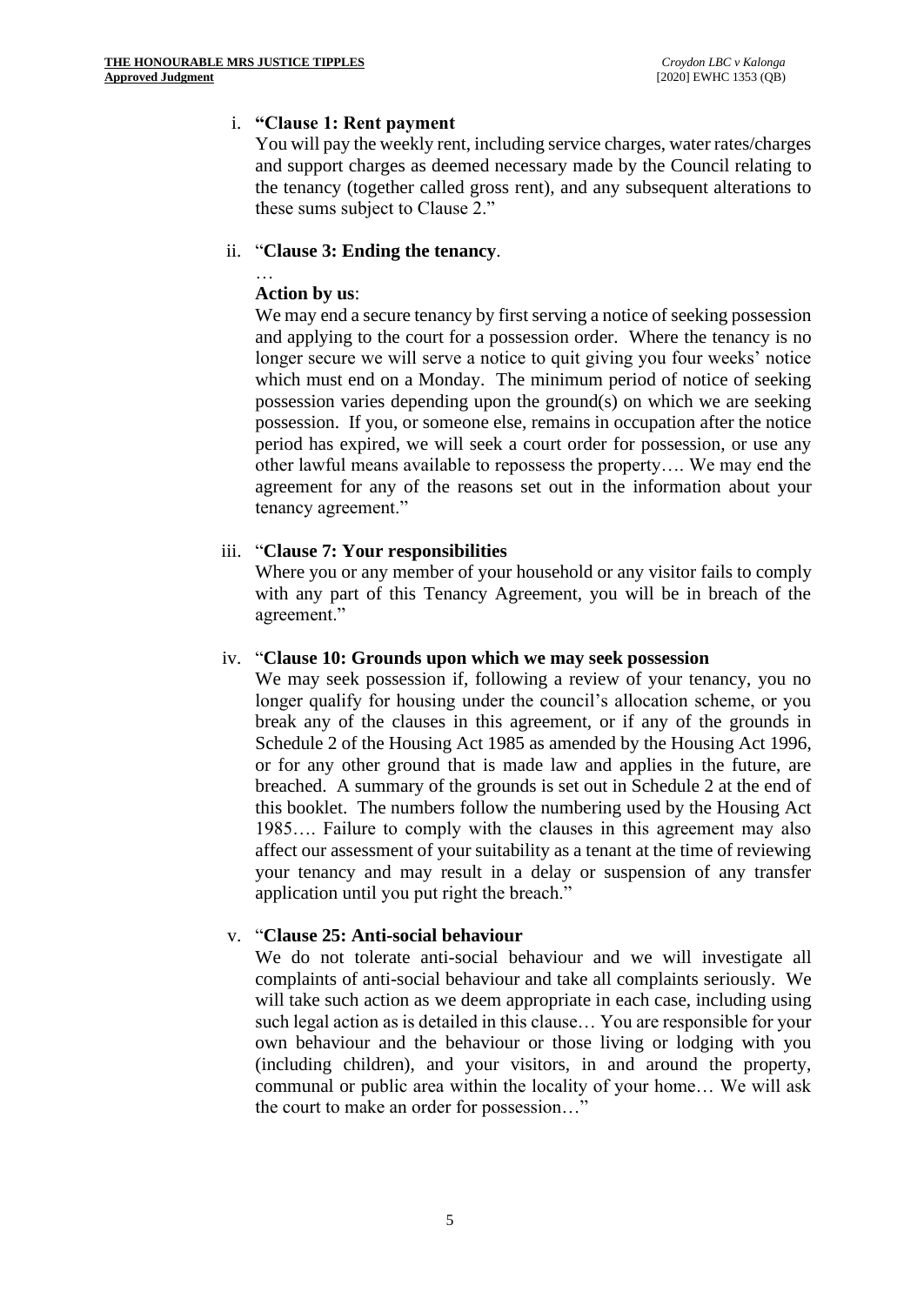i. **"Clause 1: Rent payment**
   You will pay the weekly rent, including service charges, water rates/charges and support charges as deemed necessary made by the Council relating to the tenancy (together called gross rent), and any subsequent alterations to these sums subject to Clause 2."

ii. "**Clause 3: Ending the tenancy**.
   …
   **Action by us**:
   We may end a secure tenancy by first serving a notice of seeking possession and applying to the court for a possession order. Where the tenancy is no longer secure we will serve a notice to quit giving you four weeks' notice which must end on a Monday. The minimum period of notice of seeking possession varies depending upon the ground(s) on which we are seeking possession. If you, or someone else, remains in occupation after the notice period has expired, we will seek a court order for possession, or use any other lawful means available to repossess the property…. We may end the agreement for any of the reasons set out in the information about your tenancy agreement."

iii. "**Clause 7: Your responsibilities**
   Where you or any member of your household or any visitor fails to comply with any part of this Tenancy Agreement, you will be in breach of the agreement."

iv. "**Clause 10: Grounds upon which we may seek possession**
   We may seek possession if, following a review of your tenancy, you no longer qualify for housing under the council's allocation scheme, or you break any of the clauses in this agreement, or if any of the grounds in Schedule 2 of the Housing Act 1985 as amended by the Housing Act 1996, or for any other ground that is made law and applies in the future, are breached. A summary of the grounds is set out in Schedule 2 at the end of this booklet. The numbers follow the numbering used by the Housing Act 1985…. Failure to comply with the clauses in this agreement may also affect our assessment of your suitability as a tenant at the time of reviewing your tenancy and may result in a delay or suspension of any transfer application until you put right the breach."

v. "**Clause 25: Anti-social behaviour**
   We do not tolerate anti-social behaviour and we will investigate all complaints of anti-social behaviour and take all complaints seriously. We will take such action as we deem appropriate in each case, including using such legal action as is detailed in this clause… You are responsible for your own behaviour and the behaviour or those living or lodging with you (including children), and your visitors, in and around the property, communal or public area within the locality of your home… We will ask the court to make an order for possession…"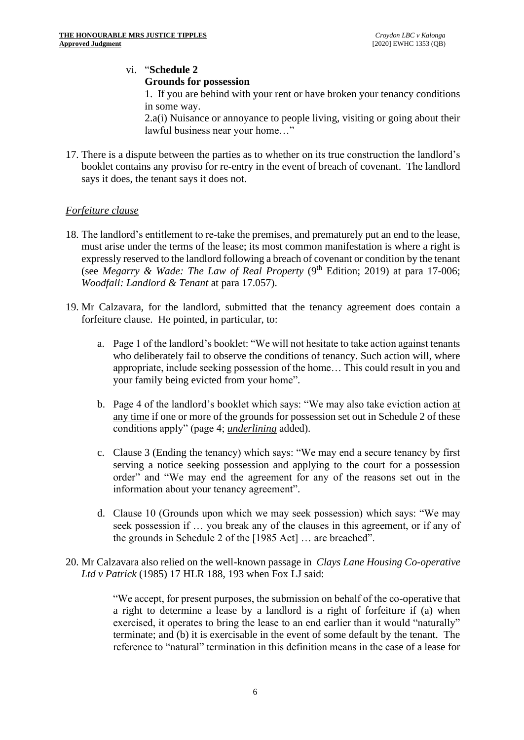vi. "**Schedule 2**
**Grounds for possession**
1. If you are behind with your rent or have broken your tenancy conditions in some way.
2.a(i) Nuisance or annoyance to people living, visiting or going about their lawful business near your home…"

17. There is a dispute between the parties as to whether on its true construction the landlord's booklet contains any proviso for re-entry in the event of breach of covenant. The landlord says it does, the tenant says it does not.

*Forfeiture clause*

18. The landlord's entitlement to re-take the premises, and prematurely put an end to the lease, must arise under the terms of the lease; its most common manifestation is where a right is expressly reserved to the landlord following a breach of covenant or condition by the tenant (see *Megarry & Wade: The Law of Real Property* (9th Edition; 2019) at para 17-006; *Woodfall: Landlord & Tenant* at para 17.057).

19. Mr Calzavara, for the landlord, submitted that the tenancy agreement does contain a forfeiture clause. He pointed, in particular, to:

    a. Page 1 of the landlord's booklet: "We will not hesitate to take action against tenants who deliberately fail to observe the conditions of tenancy. Such action will, where appropriate, include seeking possession of the home… This could result in you and your family being evicted from your home".

    b. Page 4 of the landlord's booklet which says: "We may also take eviction action at any time if one or more of the grounds for possession set out in Schedule 2 of these conditions apply" (page 4; *underlining* added).

    c. Clause 3 (Ending the tenancy) which says: "We may end a secure tenancy by first serving a notice seeking possession and applying to the court for a possession order" and "We may end the agreement for any of the reasons set out in the information about your tenancy agreement".

    d. Clause 10 (Grounds upon which we may seek possession) which says: "We may seek possession if … you break any of the clauses in this agreement, or if any of the grounds in Schedule 2 of the [1985 Act] … are breached".

20. Mr Calzavara also relied on the well-known passage in *Clays Lane Housing Co-operative Ltd v Patrick* (1985) 17 HLR 188, 193 when Fox LJ said:

> "We accept, for present purposes, the submission on behalf of the co-operative that a right to determine a lease by a landlord is a right of forfeiture if (a) when exercised, it operates to bring the lease to an end earlier than it would "naturally" terminate; and (b) it is exercisable in the event of some default by the tenant. The reference to "natural" termination in this definition means in the case of a lease for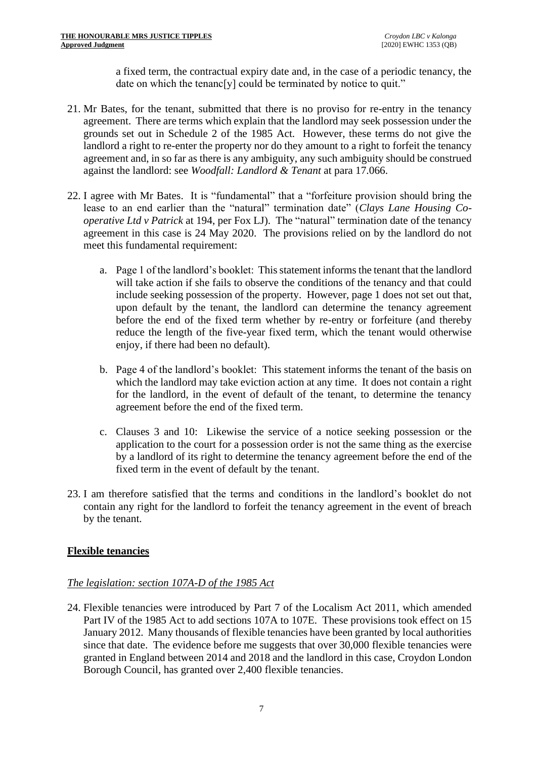a fixed term, the contractual expiry date and, in the case of a periodic tenancy, the date on which the tenanc[y] could be terminated by notice to quit."

21. Mr Bates, for the tenant, submitted that there is no proviso for re-entry in the tenancy agreement. There are terms which explain that the landlord may seek possession under the grounds set out in Schedule 2 of the 1985 Act. However, these terms do not give the landlord a right to re-enter the property nor do they amount to a right to forfeit the tenancy agreement and, in so far as there is any ambiguity, any such ambiguity should be construed against the landlord: see *Woodfall: Landlord & Tenant* at para 17.066.

22. I agree with Mr Bates. It is "fundamental" that a "forfeiture provision should bring the lease to an end earlier than the "natural" termination date" (*Clays Lane Housing Co-operative Ltd v Patrick* at 194, per Fox LJ). The "natural" termination date of the tenancy agreement in this case is 24 May 2020. The provisions relied on by the landlord do not meet this fundamental requirement:

    a. Page 1 of the landlord's booklet: This statement informs the tenant that the landlord will take action if she fails to observe the conditions of the tenancy and that could include seeking possession of the property. However, page 1 does not set out that, upon default by the tenant, the landlord can determine the tenancy agreement before the end of the fixed term whether by re-entry or forfeiture (and thereby reduce the length of the five-year fixed term, which the tenant would otherwise enjoy, if there had been no default).

    b. Page 4 of the landlord's booklet: This statement informs the tenant of the basis on which the landlord may take eviction action at any time. It does not contain a right for the landlord, in the event of default of the tenant, to determine the tenancy agreement before the end of the fixed term.

    c. Clauses 3 and 10: Likewise the service of a notice seeking possession or the application to the court for a possession order is not the same thing as the exercise by a landlord of its right to determine the tenancy agreement before the end of the fixed term in the event of default by the tenant.

23. I am therefore satisfied that the terms and conditions in the landlord's booklet do not contain any right for the landlord to forfeit the tenancy agreement in the event of breach by the tenant.

## Flexible tenancies

### *The legislation: section 107A-D of the 1985 Act*

24. Flexible tenancies were introduced by Part 7 of the Localism Act 2011, which amended Part IV of the 1985 Act to add sections 107A to 107E. These provisions took effect on 15 January 2012. Many thousands of flexible tenancies have been granted by local authorities since that date. The evidence before me suggests that over 30,000 flexible tenancies were granted in England between 2014 and 2018 and the landlord in this case, Croydon London Borough Council, has granted over 2,400 flexible tenancies.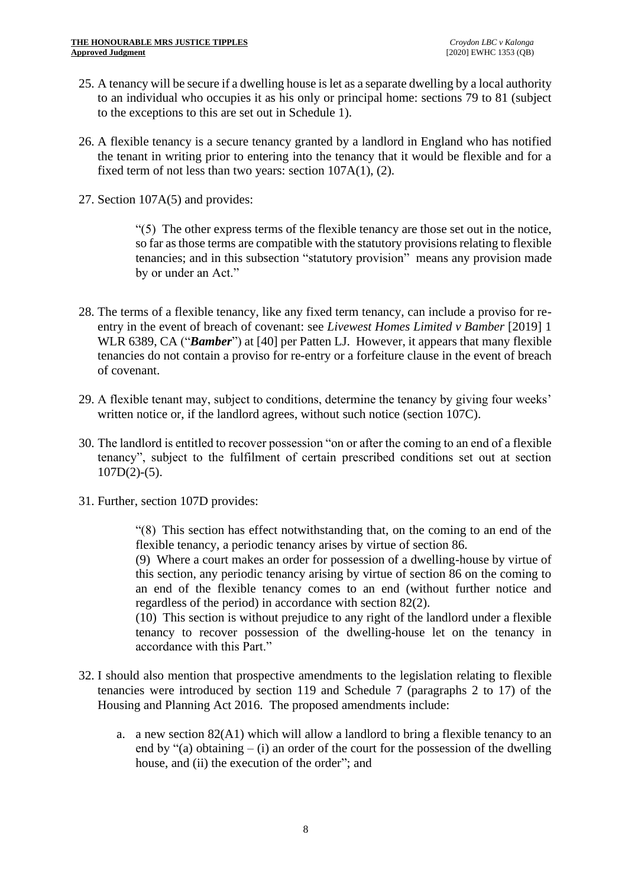25. A tenancy will be secure if a dwelling house is let as a separate dwelling by a local authority to an individual who occupies it as his only or principal home: sections 79 to 81 (subject to the exceptions to this are set out in Schedule 1).

26. A flexible tenancy is a secure tenancy granted by a landlord in England who has notified the tenant in writing prior to entering into the tenancy that it would be flexible and for a fixed term of not less than two years: section 107A(1), (2).

27. Section 107A(5) and provides:

> "(5) The other express terms of the flexible tenancy are those set out in the notice, so far as those terms are compatible with the statutory provisions relating to flexible tenancies; and in this subsection "statutory provision" means any provision made by or under an Act."

28. The terms of a flexible tenancy, like any fixed term tenancy, can include a proviso for re-entry in the event of breach of covenant: see *Livewest Homes Limited v Bamber* [2019] 1 WLR 6389, CA ("***Bamber***") at [40] per Patten LJ. However, it appears that many flexible tenancies do not contain a proviso for re-entry or a forfeiture clause in the event of breach of covenant.

29. A flexible tenant may, subject to conditions, determine the tenancy by giving four weeks' written notice or, if the landlord agrees, without such notice (section 107C).

30. The landlord is entitled to recover possession "on or after the coming to an end of a flexible tenancy", subject to the fulfilment of certain prescribed conditions set out at section 107D(2)-(5).

31. Further, section 107D provides:

> "(8) This section has effect notwithstanding that, on the coming to an end of the flexible tenancy, a periodic tenancy arises by virtue of section 86.
> (9) Where a court makes an order for possession of a dwelling-house by virtue of this section, any periodic tenancy arising by virtue of section 86 on the coming to an end of the flexible tenancy comes to an end (without further notice and regardless of the period) in accordance with section 82(2).
> (10) This section is without prejudice to any right of the landlord under a flexible tenancy to recover possession of the dwelling-house let on the tenancy in accordance with this Part."

32. I should also mention that prospective amendments to the legislation relating to flexible tenancies were introduced by section 119 and Schedule 7 (paragraphs 2 to 17) of the Housing and Planning Act 2016. The proposed amendments include:

    a. a new section 82(A1) which will allow a landlord to bring a flexible tenancy to an end by "(a) obtaining – (i) an order of the court for the possession of the dwelling house, and (ii) the execution of the order"; and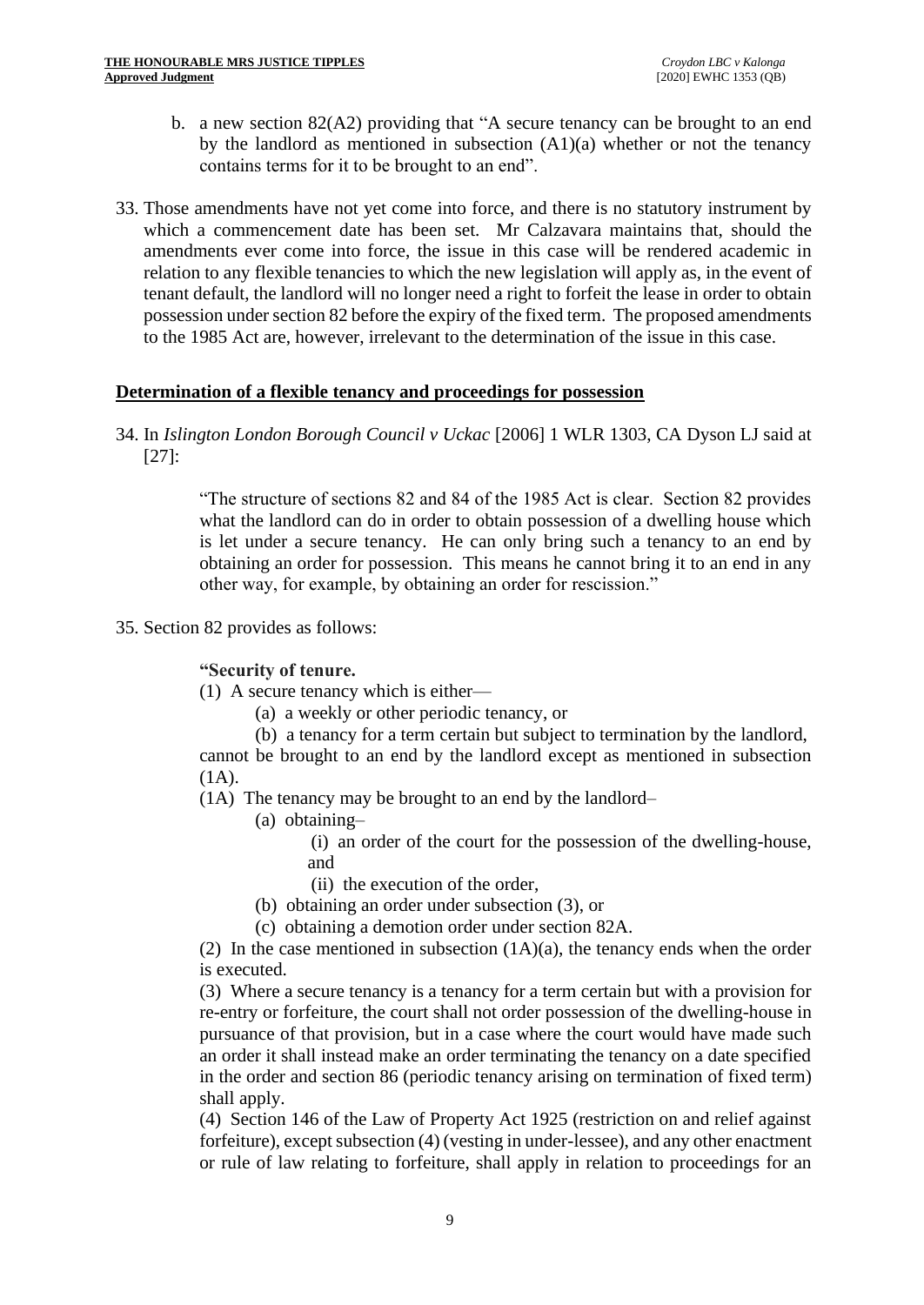b. a new section 82(A2) providing that "A secure tenancy can be brought to an end by the landlord as mentioned in subsection (A1)(a) whether or not the tenancy contains terms for it to be brought to an end".

33. Those amendments have not yet come into force, and there is no statutory instrument by which a commencement date has been set. Mr Calzavara maintains that, should the amendments ever come into force, the issue in this case will be rendered academic in relation to any flexible tenancies to which the new legislation will apply as, in the event of tenant default, the landlord will no longer need a right to forfeit the lease in order to obtain possession under section 82 before the expiry of the fixed term. The proposed amendments to the 1985 Act are, however, irrelevant to the determination of the issue in this case.

## Determination of a flexible tenancy and proceedings for possession

34. In *Islington London Borough Council v Uckac* [2006] 1 WLR 1303, CA Dyson LJ said at [27]:

> "The structure of sections 82 and 84 of the 1985 Act is clear. Section 82 provides what the landlord can do in order to obtain possession of a dwelling house which is let under a secure tenancy. He can only bring such a tenancy to an end by obtaining an order for possession. This means he cannot bring it to an end in any other way, for example, by obtaining an order for rescission."

35. Section 82 provides as follows:

> **"Security of tenure.**
>
> (1) A secure tenancy which is either—
>
> (a) a weekly or other periodic tenancy, or
>
> (b) a tenancy for a term certain but subject to termination by the landlord,
>
> cannot be brought to an end by the landlord except as mentioned in subsection (1A).
>
> (1A) The tenancy may be brought to an end by the landlord–
>
> (a) obtaining–
>
> (i) an order of the court for the possession of the dwelling-house, and
>
> (ii) the execution of the order,
>
> (b) obtaining an order under subsection (3), or
>
> (c) obtaining a demotion order under section 82A.
>
> (2) In the case mentioned in subsection (1A)(a), the tenancy ends when the order is executed.
>
> (3) Where a secure tenancy is a tenancy for a term certain but with a provision for re-entry or forfeiture, the court shall not order possession of the dwelling-house in pursuance of that provision, but in a case where the court would have made such an order it shall instead make an order terminating the tenancy on a date specified in the order and section 86 (periodic tenancy arising on termination of fixed term) shall apply.
>
> (4) Section 146 of the Law of Property Act 1925 (restriction on and relief against forfeiture), except subsection (4) (vesting in under-lessee), and any other enactment or rule of law relating to forfeiture, shall apply in relation to proceedings for an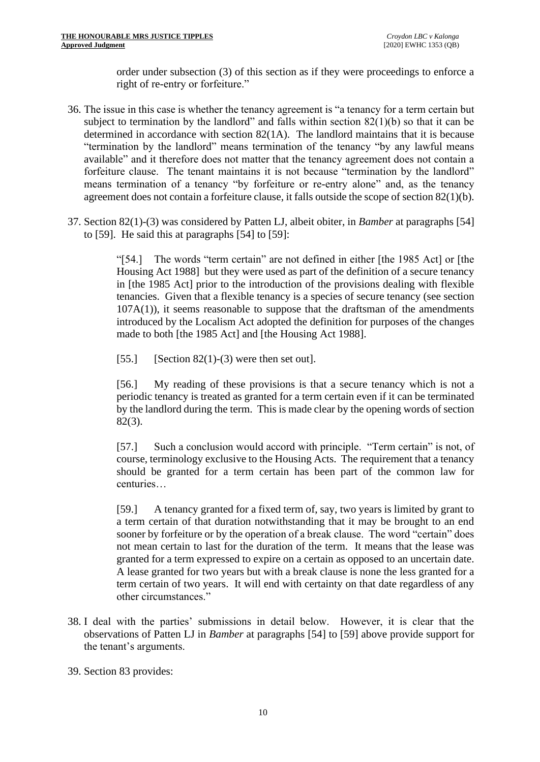order under subsection (3) of this section as if they were proceedings to enforce a right of re-entry or forfeiture."

36. The issue in this case is whether the tenancy agreement is "a tenancy for a term certain but subject to termination by the landlord" and falls within section 82(1)(b) so that it can be determined in accordance with section 82(1A). The landlord maintains that it is because "termination by the landlord" means termination of the tenancy "by any lawful means available" and it therefore does not matter that the tenancy agreement does not contain a forfeiture clause. The tenant maintains it is not because "termination by the landlord" means termination of a tenancy "by forfeiture or re-entry alone" and, as the tenancy agreement does not contain a forfeiture clause, it falls outside the scope of section 82(1)(b).

37. Section 82(1)-(3) was considered by Patten LJ, albeit obiter, in *Bamber* at paragraphs [54] to [59]. He said this at paragraphs [54] to [59]:

> "[54.] The words "term certain" are not defined in either [the 1985 Act] or [the Housing Act 1988] but they were used as part of the definition of a secure tenancy in [the 1985 Act] prior to the introduction of the provisions dealing with flexible tenancies. Given that a flexible tenancy is a species of secure tenancy (see section 107A(1)), it seems reasonable to suppose that the draftsman of the amendments introduced by the Localism Act adopted the definition for purposes of the changes made to both [the 1985 Act] and [the Housing Act 1988].
>
> [55.] [Section 82(1)-(3) were then set out].
>
> [56.] My reading of these provisions is that a secure tenancy which is not a periodic tenancy is treated as granted for a term certain even if it can be terminated by the landlord during the term. This is made clear by the opening words of section 82(3).
>
> [57.] Such a conclusion would accord with principle. "Term certain" is not, of course, terminology exclusive to the Housing Acts. The requirement that a tenancy should be granted for a term certain has been part of the common law for centuries…
>
> [59.] A tenancy granted for a fixed term of, say, two years is limited by grant to a term certain of that duration notwithstanding that it may be brought to an end sooner by forfeiture or by the operation of a break clause. The word "certain" does not mean certain to last for the duration of the term. It means that the lease was granted for a term expressed to expire on a certain as opposed to an uncertain date. A lease granted for two years but with a break clause is none the less granted for a term certain of two years. It will end with certainty on that date regardless of any other circumstances."

38. I deal with the parties' submissions in detail below. However, it is clear that the observations of Patten LJ in *Bamber* at paragraphs [54] to [59] above provide support for the tenant's arguments.

39. Section 83 provides: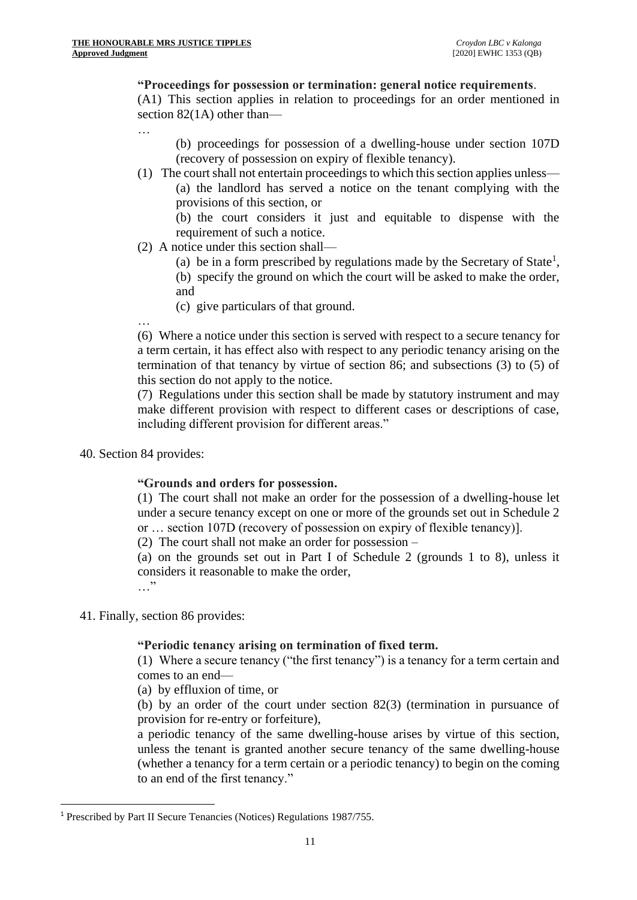**"Proceedings for possession or termination: general notice requirements**.

(A1) This section applies in relation to proceedings for an order mentioned in section 82(1A) other than—

…

> (b) proceedings for possession of a dwelling-house under section 107D (recovery of possession on expiry of flexible tenancy).

(1) The court shall not entertain proceedings to which this section applies unless—

> (a) the landlord has served a notice on the tenant complying with the provisions of this section, or
>
> (b) the court considers it just and equitable to dispense with the requirement of such a notice.

(2) A notice under this section shall—

> (a) be in a form prescribed by regulations made by the Secretary of State[1],
>
> (b) specify the ground on which the court will be asked to make the order, and
>
> (c) give particulars of that ground.

…

(6) Where a notice under this section is served with respect to a secure tenancy for a term certain, it has effect also with respect to any periodic tenancy arising on the termination of that tenancy by virtue of section 86; and subsections (3) to (5) of this section do not apply to the notice.

(7) Regulations under this section shall be made by statutory instrument and may make different provision with respect to different cases or descriptions of case, including different provision for different areas."

40. Section 84 provides:

**"Grounds and orders for possession.**

(1) The court shall not make an order for the possession of a dwelling-house let under a secure tenancy except on one or more of the grounds set out in Schedule 2 or … section 107D (recovery of possession on expiry of flexible tenancy)].

(2) The court shall not make an order for possession –

(a) on the grounds set out in Part I of Schedule 2 (grounds 1 to 8), unless it considers it reasonable to make the order,

…"

41. Finally, section 86 provides:

**"Periodic tenancy arising on termination of fixed term.**

(1) Where a secure tenancy ("the first tenancy") is a tenancy for a term certain and comes to an end—

(a) by efflux of time, or

(b) by an order of the court under section 82(3) (termination in pursuance of provision for re-entry or forfeiture),

a periodic tenancy of the same dwelling-house arises by virtue of this section, unless the tenant is granted another secure tenancy of the same dwelling-house (whether a tenancy for a term certain or a periodic tenancy) to begin on the coming to an end of the first tenancy."

---

[1] Prescribed by Part II Secure Tenancies (Notices) Regulations 1987/755.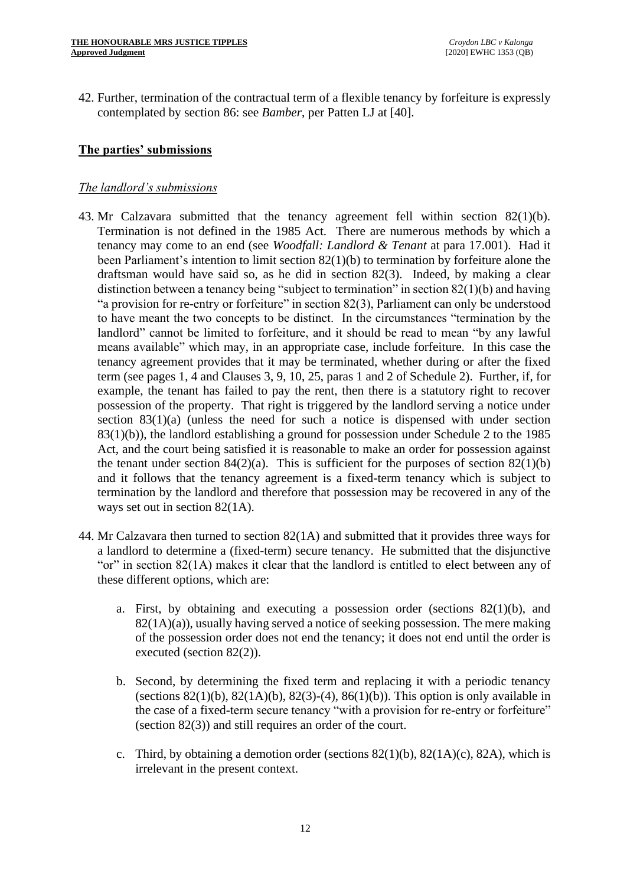42. Further, termination of the contractual term of a flexible tenancy by forfeiture is expressly contemplated by section 86: see *Bamber*, per Patten LJ at [40].

## The parties' submissions

### *The landlord's submissions*

43. Mr Calzavara submitted that the tenancy agreement fell within section 82(1)(b). Termination is not defined in the 1985 Act. There are numerous methods by which a tenancy may come to an end (see *Woodfall: Landlord & Tenant* at para 17.001). Had it been Parliament's intention to limit section 82(1)(b) to termination by forfeiture alone the draftsman would have said so, as he did in section 82(3). Indeed, by making a clear distinction between a tenancy being "subject to termination" in section 82(1)(b) and having "a provision for re-entry or forfeiture" in section 82(3), Parliament can only be understood to have meant the two concepts to be distinct. In the circumstances "termination by the landlord" cannot be limited to forfeiture, and it should be read to mean "by any lawful means available" which may, in an appropriate case, include forfeiture. In this case the tenancy agreement provides that it may be terminated, whether during or after the fixed term (see pages 1, 4 and Clauses 3, 9, 10, 25, paras 1 and 2 of Schedule 2). Further, if, for example, the tenant has failed to pay the rent, then there is a statutory right to recover possession of the property. That right is triggered by the landlord serving a notice under section 83(1)(a) (unless the need for such a notice is dispensed with under section 83(1)(b)), the landlord establishing a ground for possession under Schedule 2 to the 1985 Act, and the court being satisfied it is reasonable to make an order for possession against the tenant under section 84(2)(a). This is sufficient for the purposes of section 82(1)(b) and it follows that the tenancy agreement is a fixed-term tenancy which is subject to termination by the landlord and therefore that possession may be recovered in any of the ways set out in section 82(1A).

44. Mr Calzavara then turned to section 82(1A) and submitted that it provides three ways for a landlord to determine a (fixed-term) secure tenancy. He submitted that the disjunctive "or" in section 82(1A) makes it clear that the landlord is entitled to elect between any of these different options, which are:

    a. First, by obtaining and executing a possession order (sections 82(1)(b), and 82(1A)(a)), usually having served a notice of seeking possession. The mere making of the possession order does not end the tenancy; it does not end until the order is executed (section 82(2)).

    b. Second, by determining the fixed term and replacing it with a periodic tenancy (sections 82(1)(b), 82(1A)(b), 82(3)-(4), 86(1)(b)). This option is only available in the case of a fixed-term secure tenancy "with a provision for re-entry or forfeiture" (section 82(3)) and still requires an order of the court.

    c. Third, by obtaining a demotion order (sections 82(1)(b), 82(1A)(c), 82A), which is irrelevant in the present context.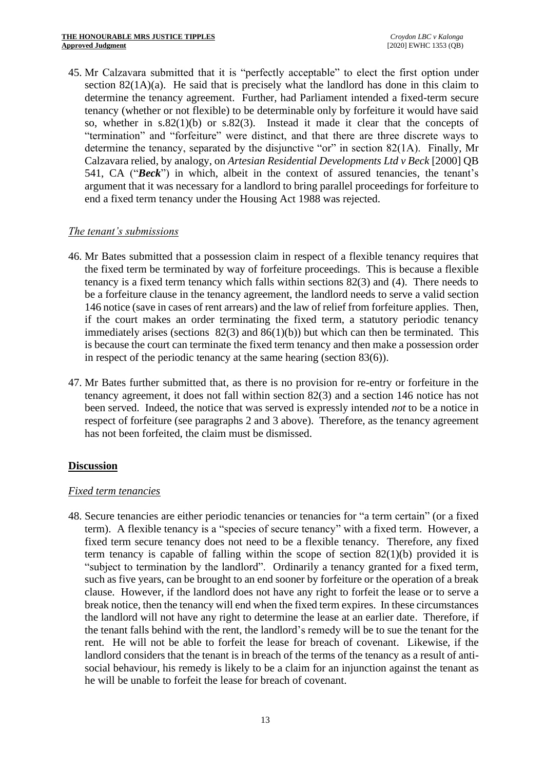45. Mr Calzavara submitted that it is "perfectly acceptable" to elect the first option under section 82(1A)(a). He said that is precisely what the landlord has done in this claim to determine the tenancy agreement. Further, had Parliament intended a fixed-term secure tenancy (whether or not flexible) to be determinable only by forfeiture it would have said so, whether in s.82(1)(b) or s.82(3). Instead it made it clear that the concepts of "termination" and "forfeiture" were distinct, and that there are three discrete ways to determine the tenancy, separated by the disjunctive "or" in section 82(1A). Finally, Mr Calzavara relied, by analogy, on *Artesian Residential Developments Ltd v Beck* [2000] QB 541, CA ("***Beck***") in which, albeit in the context of assured tenancies, the tenant's argument that it was necessary for a landlord to bring parallel proceedings for forfeiture to end a fixed term tenancy under the Housing Act 1988 was rejected.

*The tenant's submissions*

46. Mr Bates submitted that a possession claim in respect of a flexible tenancy requires that the fixed term be terminated by way of forfeiture proceedings. This is because a flexible tenancy is a fixed term tenancy which falls within sections 82(3) and (4). There needs to be a forfeiture clause in the tenancy agreement, the landlord needs to serve a valid section 146 notice (save in cases of rent arrears) and the law of relief from forfeiture applies. Then, if the court makes an order terminating the fixed term, a statutory periodic tenancy immediately arises (sections 82(3) and 86(1)(b)) but which can then be terminated. This is because the court can terminate the fixed term tenancy and then make a possession order in respect of the periodic tenancy at the same hearing (section 83(6)).

47. Mr Bates further submitted that, as there is no provision for re-entry or forfeiture in the tenancy agreement, it does not fall within section 82(3) and a section 146 notice has not been served. Indeed, the notice that was served is expressly intended *not* to be a notice in respect of forfeiture (see paragraphs 2 and 3 above). Therefore, as the tenancy agreement has not been forfeited, the claim must be dismissed.

## Discussion

*Fixed term tenancies*

48. Secure tenancies are either periodic tenancies or tenancies for "a term certain" (or a fixed term). A flexible tenancy is a "species of secure tenancy" with a fixed term. However, a fixed term secure tenancy does not need to be a flexible tenancy. Therefore, any fixed term tenancy is capable of falling within the scope of section 82(1)(b) provided it is "subject to termination by the landlord". Ordinarily a tenancy granted for a fixed term, such as five years, can be brought to an end sooner by forfeiture or the operation of a break clause. However, if the landlord does not have any right to forfeit the lease or to serve a break notice, then the tenancy will end when the fixed term expires. In these circumstances the landlord will not have any right to determine the lease at an earlier date. Therefore, if the tenant falls behind with the rent, the landlord's remedy will be to sue the tenant for the rent. He will not be able to forfeit the lease for breach of covenant. Likewise, if the landlord considers that the tenant is in breach of the terms of the tenancy as a result of anti-social behaviour, his remedy is likely to be a claim for an injunction against the tenant as he will be unable to forfeit the lease for breach of covenant.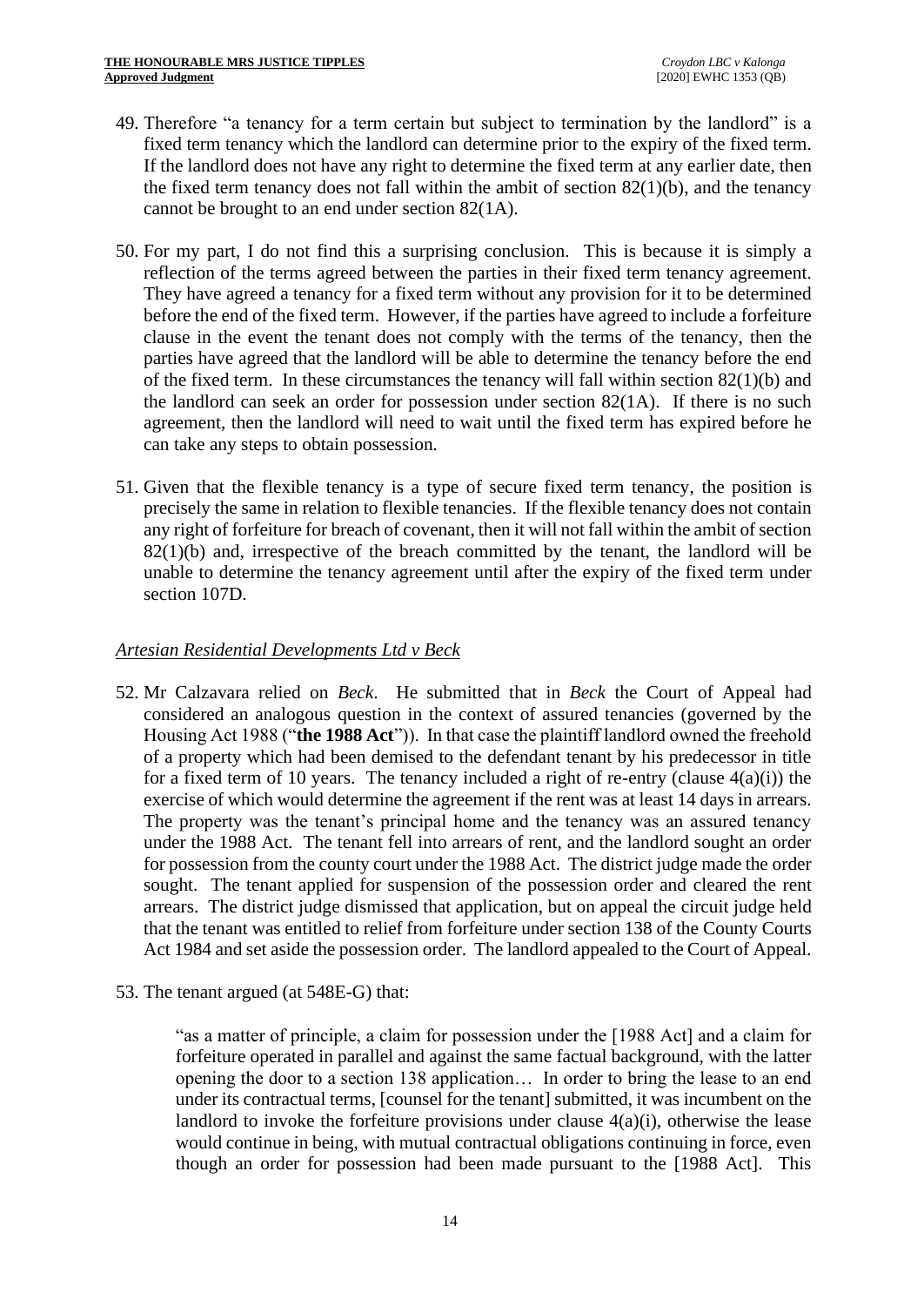49. Therefore "a tenancy for a term certain but subject to termination by the landlord" is a fixed term tenancy which the landlord can determine prior to the expiry of the fixed term. If the landlord does not have any right to determine the fixed term at any earlier date, then the fixed term tenancy does not fall within the ambit of section 82(1)(b), and the tenancy cannot be brought to an end under section 82(1A).

50. For my part, I do not find this a surprising conclusion. This is because it is simply a reflection of the terms agreed between the parties in their fixed term tenancy agreement. They have agreed a tenancy for a fixed term without any provision for it to be determined before the end of the fixed term. However, if the parties have agreed to include a forfeiture clause in the event the tenant does not comply with the terms of the tenancy, then the parties have agreed that the landlord will be able to determine the tenancy before the end of the fixed term. In these circumstances the tenancy will fall within section 82(1)(b) and the landlord can seek an order for possession under section 82(1A). If there is no such agreement, then the landlord will need to wait until the fixed term has expired before he can take any steps to obtain possession.

51. Given that the flexible tenancy is a type of secure fixed term tenancy, the position is precisely the same in relation to flexible tenancies. If the flexible tenancy does not contain any right of forfeiture for breach of covenant, then it will not fall within the ambit of section 82(1)(b) and, irrespective of the breach committed by the tenant, the landlord will be unable to determine the tenancy agreement until after the expiry of the fixed term under section 107D.

## *Artesian Residential Developments Ltd v Beck*

52. Mr Calzavara relied on *Beck*. He submitted that in *Beck* the Court of Appeal had considered an analogous question in the context of assured tenancies (governed by the Housing Act 1988 ("**the 1988 Act**")). In that case the plaintiff landlord owned the freehold of a property which had been demised to the defendant tenant by his predecessor in title for a fixed term of 10 years. The tenancy included a right of re-entry (clause 4(a)(i)) the exercise of which would determine the agreement if the rent was at least 14 days in arrears. The property was the tenant's principal home and the tenancy was an assured tenancy under the 1988 Act. The tenant fell into arrears of rent, and the landlord sought an order for possession from the county court under the 1988 Act. The district judge made the order sought. The tenant applied for suspension of the possession order and cleared the rent arrears. The district judge dismissed that application, but on appeal the circuit judge held that the tenant was entitled to relief from forfeiture under section 138 of the County Courts Act 1984 and set aside the possession order. The landlord appealed to the Court of Appeal.

53. The tenant argued (at 548E-G) that:

> "as a matter of principle, a claim for possession under the [1988 Act] and a claim for forfeiture operated in parallel and against the same factual background, with the latter opening the door to a section 138 application… In order to bring the lease to an end under its contractual terms, [counsel for the tenant] submitted, it was incumbent on the landlord to invoke the forfeiture provisions under clause 4(a)(i), otherwise the lease would continue in being, with mutual contractual obligations continuing in force, even though an order for possession had been made pursuant to the [1988 Act]. This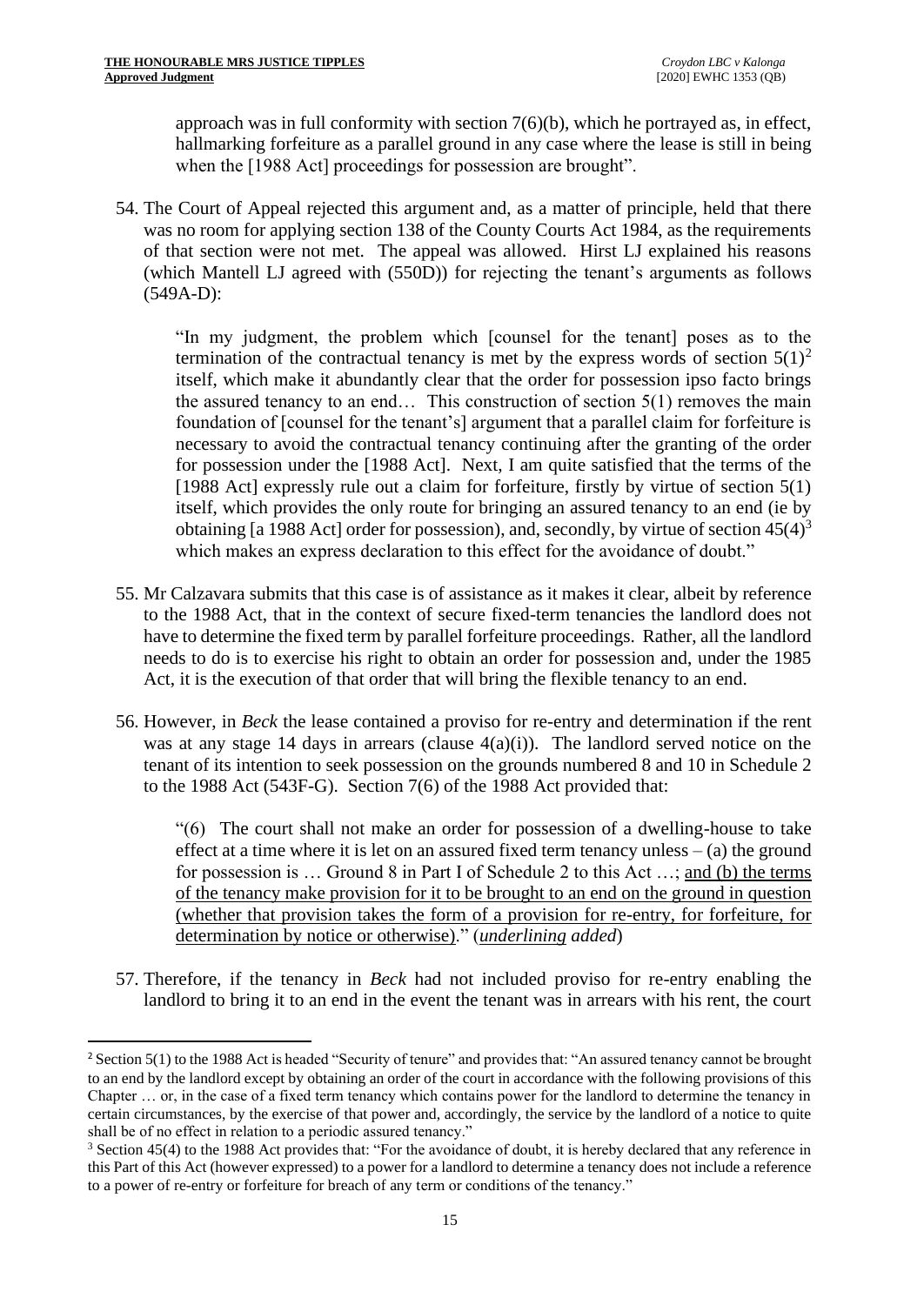approach was in full conformity with section 7(6)(b), which he portrayed as, in effect, hallmarking forfeiture as a parallel ground in any case where the lease is still in being when the [1988 Act] proceedings for possession are brought".

54. The Court of Appeal rejected this argument and, as a matter of principle, held that there was no room for applying section 138 of the County Courts Act 1984, as the requirements of that section were not met. The appeal was allowed. Hirst LJ explained his reasons (which Mantell LJ agreed with (550D)) for rejecting the tenant's arguments as follows (549A-D):

> "In my judgment, the problem which [counsel for the tenant] poses as to the termination of the contractual tenancy is met by the express words of section 5(1)[2] itself, which make it abundantly clear that the order for possession ipso facto brings the assured tenancy to an end… This construction of section 5(1) removes the main foundation of [counsel for the tenant's] argument that a parallel claim for forfeiture is necessary to avoid the contractual tenancy continuing after the granting of the order for possession under the [1988 Act]. Next, I am quite satisfied that the terms of the [1988 Act] expressly rule out a claim for forfeiture, firstly by virtue of section 5(1) itself, which provides the only route for bringing an assured tenancy to an end (ie by obtaining [a 1988 Act] order for possession), and, secondly, by virtue of section 45(4)[3] which makes an express declaration to this effect for the avoidance of doubt."

55. Mr Calzavara submits that this case is of assistance as it makes it clear, albeit by reference to the 1988 Act, that in the context of secure fixed-term tenancies the landlord does not have to determine the fixed term by parallel forfeiture proceedings. Rather, all the landlord needs to do is to exercise his right to obtain an order for possession and, under the 1985 Act, it is the execution of that order that will bring the flexible tenancy to an end.

56. However, in *Beck* the lease contained a proviso for re-entry and determination if the rent was at any stage 14 days in arrears (clause 4(a)(i)). The landlord served notice on the tenant of its intention to seek possession on the grounds numbered 8 and 10 in Schedule 2 to the 1988 Act (543F-G). Section 7(6) of the 1988 Act provided that:

> "(6) The court shall not make an order for possession of a dwelling-house to take effect at a time where it is let on an assured fixed term tenancy unless – (a) the ground for possession is … Ground 8 in Part I of Schedule 2 to this Act …; <u>and (b) the terms of the tenancy make provision for it to be brought to an end on the ground in question (whether that provision takes the form of a provision for re-entry, for forfeiture, for determination by notice or otherwise)</u>." (*underlining added*)

57. Therefore, if the tenancy in *Beck* had not included proviso for re-entry enabling the landlord to bring it to an end in the event the tenant was in arrears with his rent, the court

---

[2] Section 5(1) to the 1988 Act is headed "Security of tenure" and provides that: "An assured tenancy cannot be brought to an end by the landlord except by obtaining an order of the court in accordance with the following provisions of this Chapter … or, in the case of a fixed term tenancy which contains power for the landlord to determine the tenancy in certain circumstances, by the exercise of that power and, accordingly, the service by the landlord of a notice to quite shall be of no effect in relation to a periodic assured tenancy."

[3] Section 45(4) to the 1988 Act provides that: "For the avoidance of doubt, it is hereby declared that any reference in this Part of this Act (however expressed) to a power for a landlord to determine a tenancy does not include a reference to a power of re-entry or forfeiture for breach of any term or conditions of the tenancy."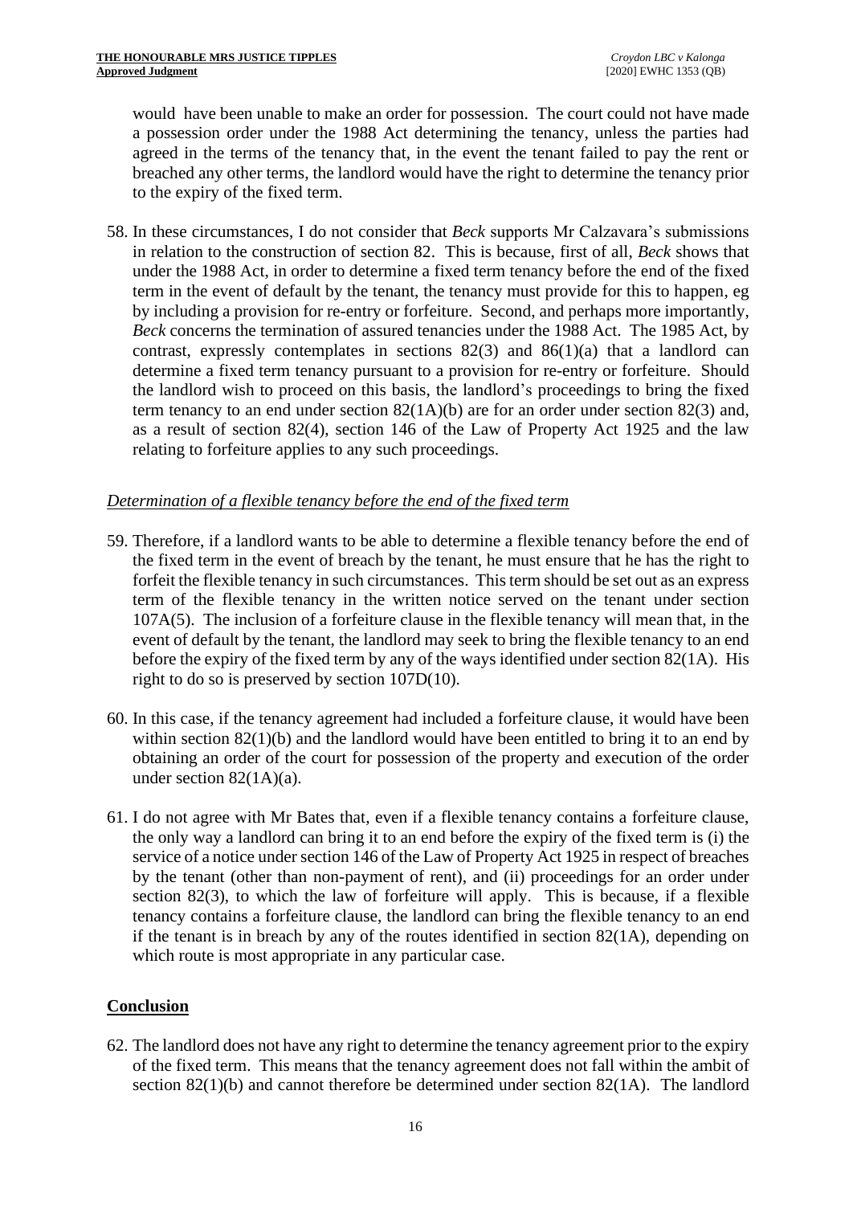would have been unable to make an order for possession. The court could not have made a possession order under the 1988 Act determining the tenancy, unless the parties had agreed in the terms of the tenancy that, in the event the tenant failed to pay the rent or breached any other terms, the landlord would have the right to determine the tenancy prior to the expiry of the fixed term.

58. In these circumstances, I do not consider that *Beck* supports Mr Calzavara's submissions in relation to the construction of section 82. This is because, first of all, *Beck* shows that under the 1988 Act, in order to determine a fixed term tenancy before the end of the fixed term in the event of default by the tenant, the tenancy must provide for this to happen, eg by including a provision for re-entry or forfeiture. Second, and perhaps more importantly, *Beck* concerns the termination of assured tenancies under the 1988 Act. The 1985 Act, by contrast, expressly contemplates in sections 82(3) and 86(1)(a) that a landlord can determine a fixed term tenancy pursuant to a provision for re-entry or forfeiture. Should the landlord wish to proceed on this basis, the landlord's proceedings to bring the fixed term tenancy to an end under section 82(1A)(b) are for an order under section 82(3) and, as a result of section 82(4), section 146 of the Law of Property Act 1925 and the law relating to forfeiture applies to any such proceedings.

*Determination of a flexible tenancy before the end of the fixed term*

59. Therefore, if a landlord wants to be able to determine a flexible tenancy before the end of the fixed term in the event of breach by the tenant, he must ensure that he has the right to forfeit the flexible tenancy in such circumstances. This term should be set out as an express term of the flexible tenancy in the written notice served on the tenant under section 107A(5). The inclusion of a forfeiture clause in the flexible tenancy will mean that, in the event of default by the tenant, the landlord may seek to bring the flexible tenancy to an end before the expiry of the fixed term by any of the ways identified under section 82(1A). His right to do so is preserved by section 107D(10).

60. In this case, if the tenancy agreement had included a forfeiture clause, it would have been within section 82(1)(b) and the landlord would have been entitled to bring it to an end by obtaining an order of the court for possession of the property and execution of the order under section 82(1A)(a).

61. I do not agree with Mr Bates that, even if a flexible tenancy contains a forfeiture clause, the only way a landlord can bring it to an end before the expiry of the fixed term is (i) the service of a notice under section 146 of the Law of Property Act 1925 in respect of breaches by the tenant (other than non-payment of rent), and (ii) proceedings for an order under section 82(3), to which the law of forfeiture will apply. This is because, if a flexible tenancy contains a forfeiture clause, the landlord can bring the flexible tenancy to an end if the tenant is in breach by any of the routes identified in section 82(1A), depending on which route is most appropriate in any particular case.

## Conclusion

62. The landlord does not have any right to determine the tenancy agreement prior to the expiry of the fixed term. This means that the tenancy agreement does not fall within the ambit of section 82(1)(b) and cannot therefore be determined under section 82(1A). The landlord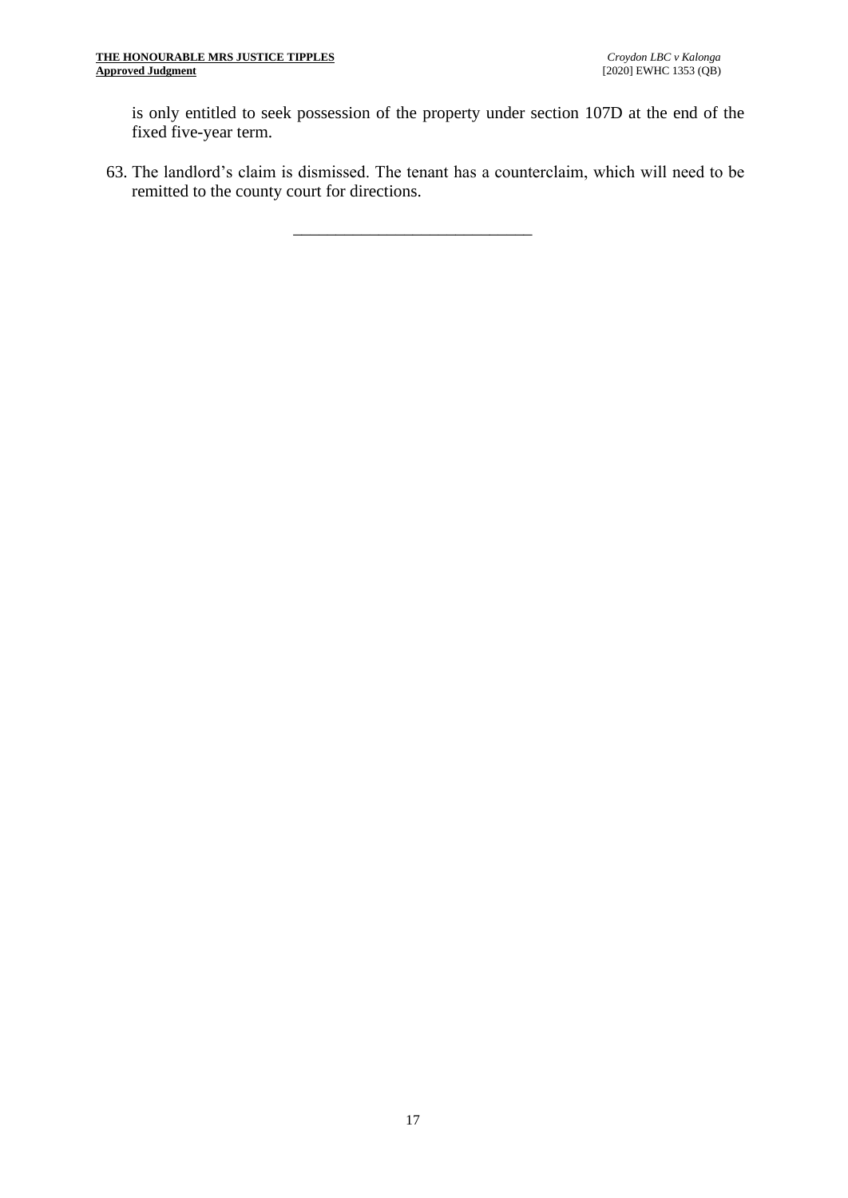is only entitled to seek possession of the property under section 107D at the end of the fixed five-year term.

63. The landlord's claim is dismissed. The tenant has a counterclaim, which will need to be remitted to the county court for directions.

\_\_\_\_\_\_\_\_\_\_\_\_\_\_\_\_\_\_\_\_\_\_\_\_\_\_\_\_